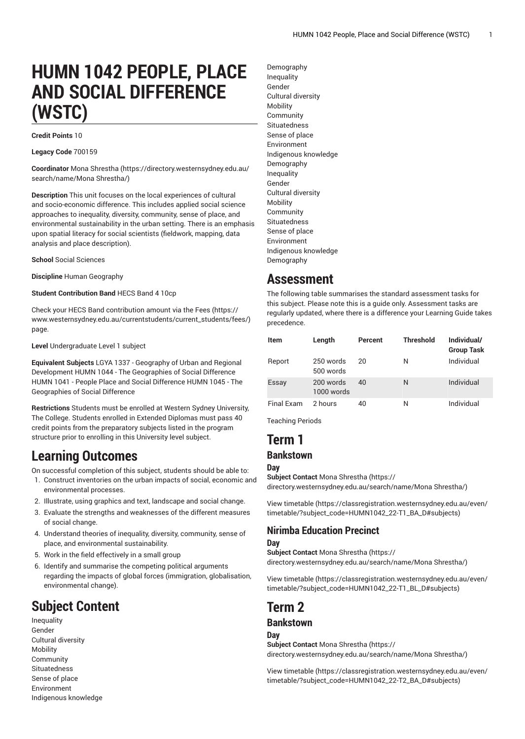# HUMN 1042 PEOPLE, PLACE AND SOCIAL DIFFERENCE (WSTC)

**Credit Points** 10

**Legacy Code** 700159

**Coordinator** Mona Shrestha (https://directory.westernsydney.edu.au/search/name/Mona Shrestha/)

**Description** This unit focuses on the local experiences of cultural and socio-economic difference. This includes applied social science approaches to inequality, diversity, community, sense of place, and environmental sustainability in the urban setting. There is an emphasis upon spatial literacy for social scientists (fieldwork, mapping, data analysis and place description).

**School** Social Sciences

**Discipline** Human Geography

**Student Contribution Band** HECS Band 4 10cp

Check your HECS Band contribution amount via the Fees (https://www.westernsydney.edu.au/currentstudents/current_students/fees/) page.

**Level** Undergraduate Level 1 subject

**Equivalent Subjects** LGYA 1337 - Geography of Urban and Regional Development HUMN 1044 - The Geographies of Social Difference HUMN 1041 - People Place and Social Difference HUMN 1045 - The Geographies of Social Difference

**Restrictions** Students must be enrolled at Western Sydney University, The College. Students enrolled in Extended Diplomas must pass 40 credit points from the preparatory subjects listed in the program structure prior to enrolling in this University level subject.

## Learning Outcomes

On successful completion of this subject, students should be able to:

1. Construct inventories on the urban impacts of social, economic and environmental processes.
2. Illustrate, using graphics and text, landscape and social change.
3. Evaluate the strengths and weaknesses of the different measures of social change.
4. Understand theories of inequality, diversity, community, sense of place, and environmental sustainability.
5. Work in the field effectively in a small group
6. Identify and summarise the competing political arguments regarding the impacts of global forces (immigration, globalisation, environmental change).

## Subject Content

Inequality
Gender
Cultural diversity
Mobility
Community
Situatedness
Sense of place
Environment
Indigenous knowledge
Demography
Inequality
Gender
Cultural diversity
Mobility
Community
Situatedness
Sense of place
Environment
Indigenous knowledge
Demography
Inequality
Gender
Cultural diversity
Mobility
Community
Situatedness
Sense of place
Environment
Indigenous knowledge
Demography

## Assessment

The following table summarises the standard assessment tasks for this subject. Please note this is a guide only. Assessment tasks are regularly updated, where there is a difference your Learning Guide takes precedence.

| Item | Length | Percent | Threshold | Individual/ Group Task |
|---|---|---|---|---|
| Report | 250 words 500 words | 20 | N | Individual |
| Essay | 200 words 1000 words | 40 | N | Individual |
| Final Exam | 2 hours | 40 | N | Individual |

Teaching Periods

# Term 1

## Bankstown

### Day

**Subject Contact** Mona Shrestha (https://directory.westernsydney.edu.au/search/name/Mona Shrestha/)

View timetable (https://classregistration.westernsydney.edu.au/even/timetable/?subject_code=HUMN1042_22-T1_BA_D#subjects)

## Nirimba Education Precinct

### Day

**Subject Contact** Mona Shrestha (https://directory.westernsydney.edu.au/search/name/Mona Shrestha/)

View timetable (https://classregistration.westernsydney.edu.au/even/timetable/?subject_code=HUMN1042_22-T1_BL_D#subjects)

# Term 2

## Bankstown

### Day

**Subject Contact** Mona Shrestha (https://directory.westernsydney.edu.au/search/name/Mona Shrestha/)

View timetable (https://classregistration.westernsydney.edu.au/even/timetable/?subject_code=HUMN1042_22-T2_BA_D#subjects)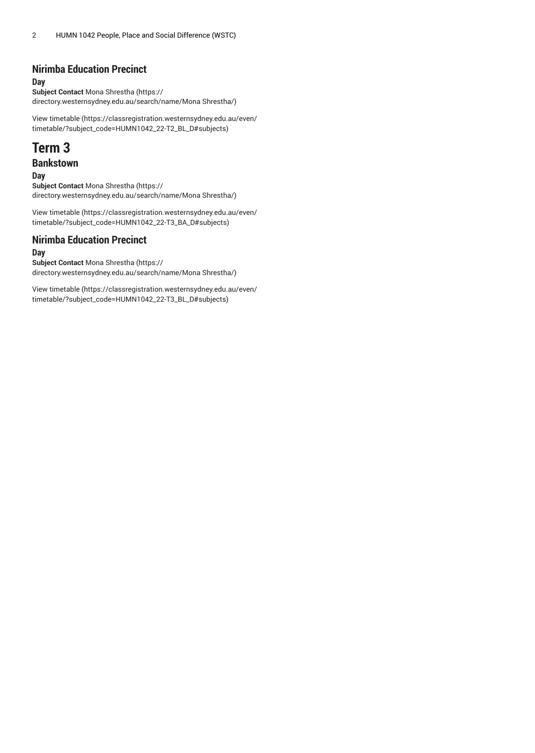### Nirimba Education Precinct

#### Day

**Subject Contact** Mona Shrestha (https://directory.westernsydney.edu.au/search/name/Mona Shrestha/)

View timetable (https://classregistration.westernsydney.edu.au/even/timetable/?subject_code=HUMN1042_22-T2_BL_D#subjects)

## Term 3

### Bankstown

#### Day

**Subject Contact** Mona Shrestha (https://directory.westernsydney.edu.au/search/name/Mona Shrestha/)

View timetable (https://classregistration.westernsydney.edu.au/even/timetable/?subject_code=HUMN1042_22-T3_BA_D#subjects)

### Nirimba Education Precinct

#### Day

**Subject Contact** Mona Shrestha (https://directory.westernsydney.edu.au/search/name/Mona Shrestha/)

View timetable (https://classregistration.westernsydney.edu.au/even/timetable/?subject_code=HUMN1042_22-T3_BL_D#subjects)